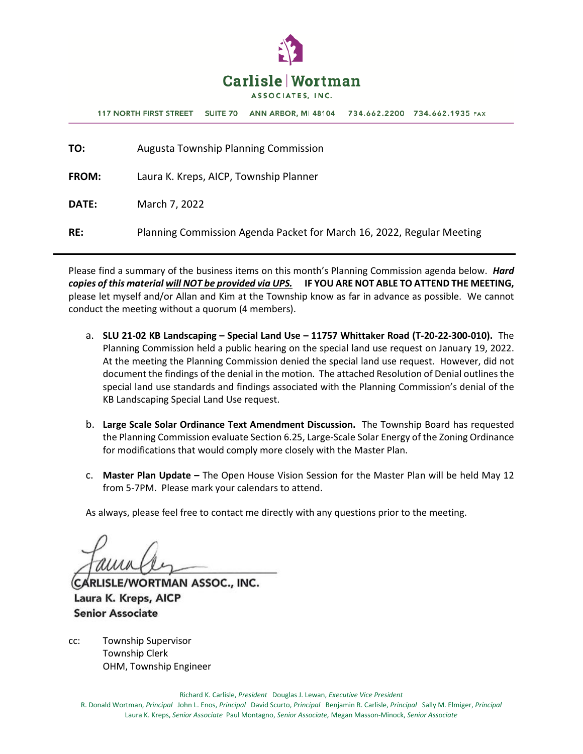**Carlisle | Wortman**
ASSOCIATES, INC.

117 NORTH FIRST STREET SUITE 70 ANN ARBOR, MI 48104 734.662.2200 734.662.1935 FAX

**TO:** Augusta Township Planning Commission

**FROM:** Laura K. Kreps, AICP, Township Planner

**DATE:** March 7, 2022

**RE:** Planning Commission Agenda Packet for March 16, 2022, Regular Meeting

---

Please find a summary of the business items on this month's Planning Commission agenda below. ***Hard copies of this material <u>will NOT be provided via UPS.</u>*** **IF YOU ARE NOT ABLE TO ATTEND THE MEETING,** please let myself and/or Allan and Kim at the Township know as far in advance as possible. We cannot conduct the meeting without a quorum (4 members).

a. **SLU 21-02 KB Landscaping – Special Land Use – 11757 Whittaker Road (T-20-22-300-010).** The Planning Commission held a public hearing on the special land use request on January 19, 2022. At the meeting the Planning Commission denied the special land use request. However, did not document the findings of the denial in the motion. The attached Resolution of Denial outlines the special land use standards and findings associated with the Planning Commission's denial of the KB Landscaping Special Land Use request.

b. **Large Scale Solar Ordinance Text Amendment Discussion.** The Township Board has requested the Planning Commission evaluate Section 6.25, Large-Scale Solar Energy of the Zoning Ordinance for modifications that would comply more closely with the Master Plan.

c. **Master Plan Update –** The Open House Vision Session for the Master Plan will be held May 12 from 5-7PM. Please mark your calendars to attend.

As always, please feel free to contact me directly with any questions prior to the meeting.

CARLISLE/WORTMAN ASSOC., INC.
**Laura K. Kreps, AICP**
**Senior Associate**

cc: Township Supervisor
Township Clerk
OHM, Township Engineer

Richard K. Carlisle, *President* Douglas J. Lewan, *Executive Vice President*
R. Donald Wortman, *Principal* John L. Enos, *Principal* David Scurto, *Principal* Benjamin R. Carlisle, *Principal* Sally M. Elmiger, *Principal*
Laura K. Kreps, *Senior Associate* Paul Montagno, *Senior Associate,* Megan Masson-Minock, *Senior Associate*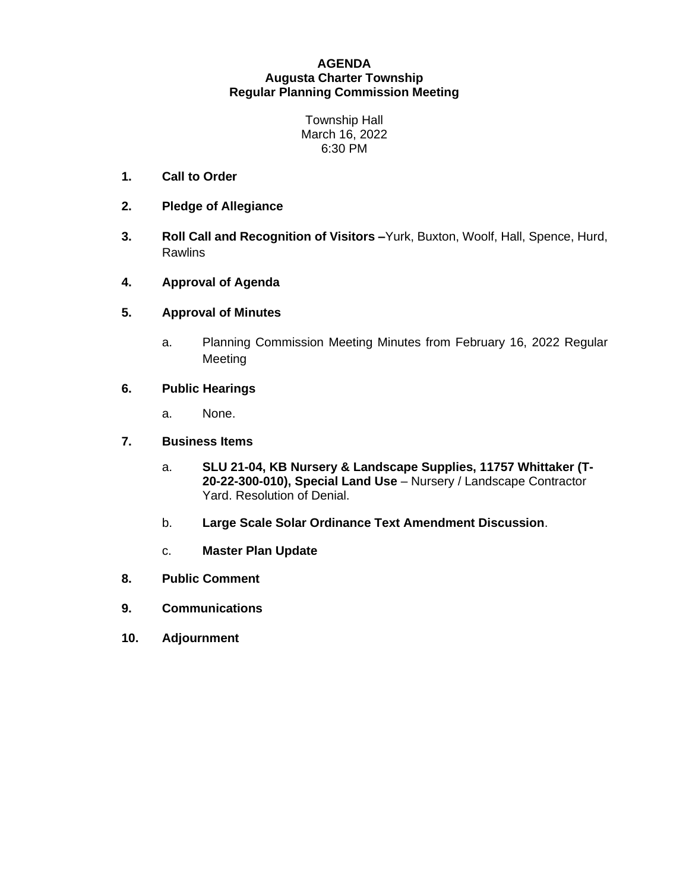**AGENDA**
**Augusta Charter Township**
**Regular Planning Commission Meeting**

Township Hall
March 16, 2022
6:30 PM

1. **Call to Order**

2. **Pledge of Allegiance**

3. **Roll Call and Recognition of Visitors –** Yurk, Buxton, Woolf, Hall, Spence, Hurd, Rawlins

4. **Approval of Agenda**

5. **Approval of Minutes**

   a. Planning Commission Meeting Minutes from February 16, 2022 Regular Meeting

6. **Public Hearings**

   a. None.

7. **Business Items**

   a. **SLU 21-04, KB Nursery & Landscape Supplies, 11757 Whittaker (T-20-22-300-010), Special Land Use** – Nursery / Landscape Contractor Yard. Resolution of Denial.

   b. **Large Scale Solar Ordinance Text Amendment Discussion**.

   c. **Master Plan Update**

8. **Public Comment**

9. **Communications**

10. **Adjournment**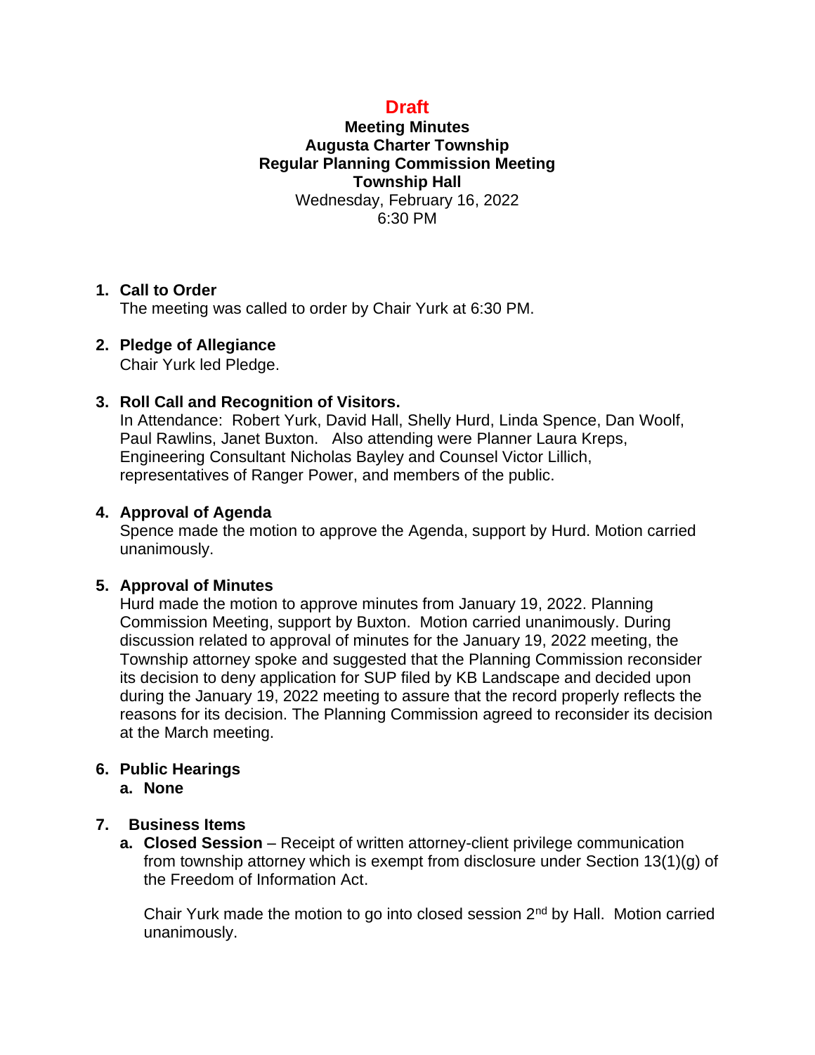**Draft**

**Meeting Minutes**
**Augusta Charter Township**
**Regular Planning Commission Meeting**
**Township Hall**
Wednesday, February 16, 2022
6:30 PM

1. **Call to Order**
   The meeting was called to order by Chair Yurk at 6:30 PM.

2. **Pledge of Allegiance**
   Chair Yurk led Pledge.

3. **Roll Call and Recognition of Visitors.**
   In Attendance: Robert Yurk, David Hall, Shelly Hurd, Linda Spence, Dan Woolf, Paul Rawlins, Janet Buxton. Also attending were Planner Laura Kreps, Engineering Consultant Nicholas Bayley and Counsel Victor Lillich, representatives of Ranger Power, and members of the public.

4. **Approval of Agenda**
   Spence made the motion to approve the Agenda, support by Hurd. Motion carried unanimously.

5. **Approval of Minutes**
   Hurd made the motion to approve minutes from January 19, 2022. Planning Commission Meeting, support by Buxton. Motion carried unanimously. During discussion related to approval of minutes for the January 19, 2022 meeting, the Township attorney spoke and suggested that the Planning Commission reconsider its decision to deny application for SUP filed by KB Landscape and decided upon during the January 19, 2022 meeting to assure that the record properly reflects the reasons for its decision. The Planning Commission agreed to reconsider its decision at the March meeting.

6. **Public Hearings**
   a. **None**

7. **Business Items**
   a. **Closed Session** – Receipt of written attorney-client privilege communication from township attorney which is exempt from disclosure under Section 13(1)(g) of the Freedom of Information Act.

      Chair Yurk made the motion to go into closed session 2nd by Hall. Motion carried unanimously.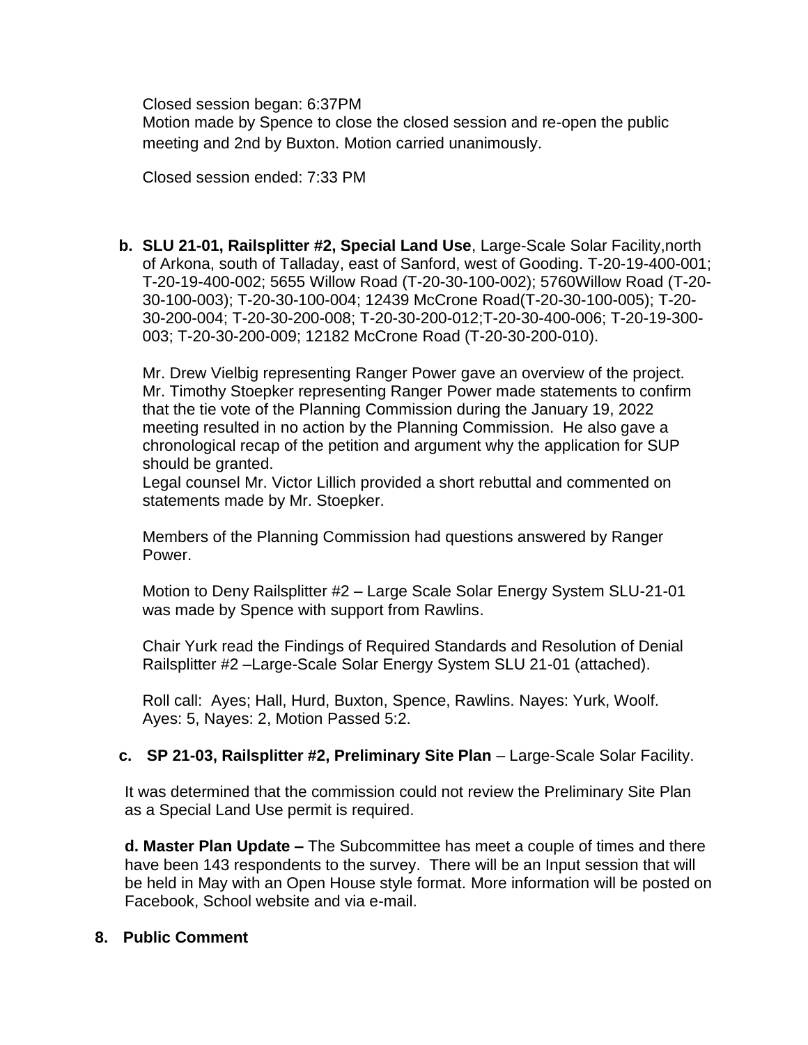Closed session began: 6:37PM

Motion made by Spence to close the closed session and re-open the public meeting and 2nd by Buxton. Motion carried unanimously.

Closed session ended: 7:33 PM

**b. SLU 21-01, Railsplitter #2, Special Land Use**, Large-Scale Solar Facility,north of Arkona, south of Talladay, east of Sanford, west of Gooding. T-20-19-400-001; T-20-19-400-002; 5655 Willow Road (T-20-30-100-002); 5760Willow Road (T-20-30-100-003); T-20-30-100-004; 12439 McCrone Road(T-20-30-100-005); T-20-30-200-004; T-20-30-200-008; T-20-30-200-012;T-20-30-400-006; T-20-19-300-003; T-20-30-200-009; 12182 McCrone Road (T-20-30-200-010).

Mr. Drew Vielbig representing Ranger Power gave an overview of the project. Mr. Timothy Stoepker representing Ranger Power made statements to confirm that the tie vote of the Planning Commission during the January 19, 2022 meeting resulted in no action by the Planning Commission. He also gave a chronological recap of the petition and argument why the application for SUP should be granted.

Legal counsel Mr. Victor Lillich provided a short rebuttal and commented on statements made by Mr. Stoepker.

Members of the Planning Commission had questions answered by Ranger Power.

Motion to Deny Railsplitter #2 – Large Scale Solar Energy System SLU-21-01 was made by Spence with support from Rawlins.

Chair Yurk read the Findings of Required Standards and Resolution of Denial Railsplitter #2 –Large-Scale Solar Energy System SLU 21-01 (attached).

Roll call: Ayes; Hall, Hurd, Buxton, Spence, Rawlins. Nayes: Yurk, Woolf. Ayes: 5, Nayes: 2, Motion Passed 5:2.

**c. SP 21-03, Railsplitter #2, Preliminary Site Plan** – Large-Scale Solar Facility.

It was determined that the commission could not review the Preliminary Site Plan as a Special Land Use permit is required.

**d. Master Plan Update –** The Subcommittee has meet a couple of times and there have been 143 respondents to the survey. There will be an Input session that will be held in May with an Open House style format. More information will be posted on Facebook, School website and via e-mail.

**8. Public Comment**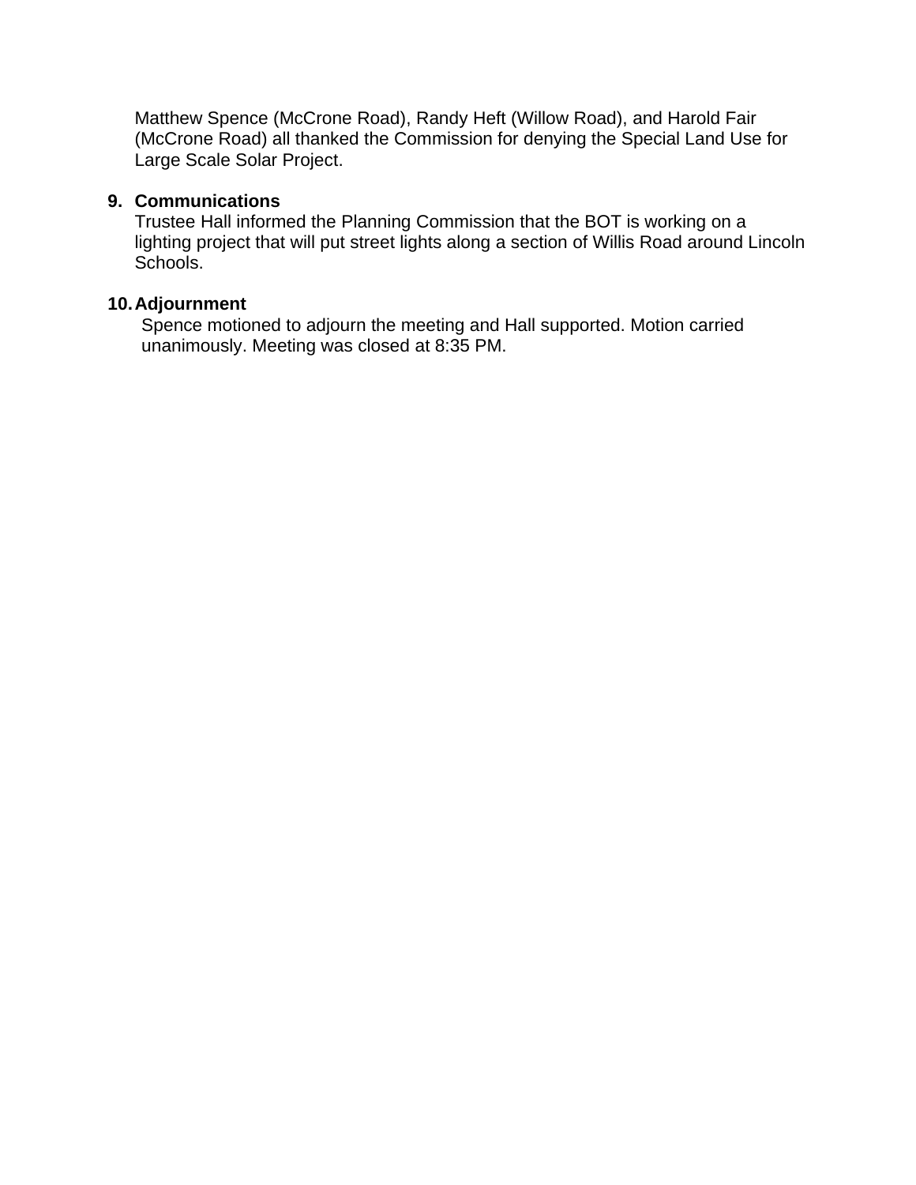Matthew Spence (McCrone Road), Randy Heft (Willow Road), and Harold Fair (McCrone Road) all thanked the Commission for denying the Special Land Use for Large Scale Solar Project.

9. **Communications**
   Trustee Hall informed the Planning Commission that the BOT is working on a lighting project that will put street lights along a section of Willis Road around Lincoln Schools.

10. **Adjournment**
    Spence motioned to adjourn the meeting and Hall supported. Motion carried unanimously. Meeting was closed at 8:35 PM.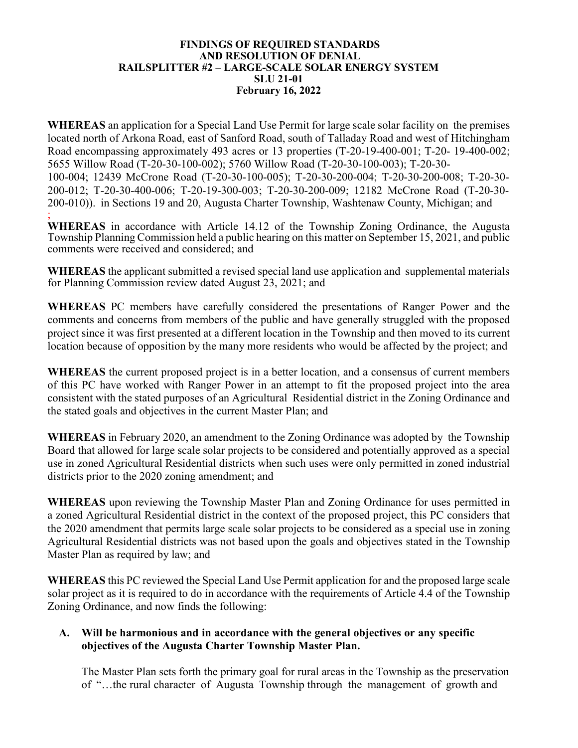**FINDINGS OF REQUIRED STANDARDS**
**AND RESOLUTION OF DENIAL**
**RAILSPLITTER #2 – LARGE-SCALE SOLAR ENERGY SYSTEM**
**SLU 21-01**
**February 16, 2022**

**WHEREAS** an application for a Special Land Use Permit for large scale solar facility on the premises located north of Arkona Road, east of Sanford Road, south of Talladay Road and west of Hitchingham Road encompassing approximately 493 acres or 13 properties (T-20-19-400-001; T-20- 19-400-002; 5655 Willow Road (T-20-30-100-002); 5760 Willow Road (T-20-30-100-003); T-20-30-100-004; 12439 McCrone Road (T-20-30-100-005); T-20-30-200-004; T-20-30-200-008; T-20-30-200-012; T-20-30-400-006; T-20-19-300-003; T-20-30-200-009; 12182 McCrone Road (T-20-30-200-010)). in Sections 19 and 20, Augusta Charter Township, Washtenaw County, Michigan; and

;

**WHEREAS** in accordance with Article 14.12 of the Township Zoning Ordinance, the Augusta Township Planning Commission held a public hearing on this matter on September 15, 2021, and public comments were received and considered; and

**WHEREAS** the applicant submitted a revised special land use application and supplemental materials for Planning Commission review dated August 23, 2021; and

**WHEREAS** PC members have carefully considered the presentations of Ranger Power and the comments and concerns from members of the public and have generally struggled with the proposed project since it was first presented at a different location in the Township and then moved to its current location because of opposition by the many more residents who would be affected by the project; and

**WHEREAS** the current proposed project is in a better location, and a consensus of current members of this PC have worked with Ranger Power in an attempt to fit the proposed project into the area consistent with the stated purposes of an Agricultural Residential district in the Zoning Ordinance and the stated goals and objectives in the current Master Plan; and

**WHEREAS** in February 2020, an amendment to the Zoning Ordinance was adopted by the Township Board that allowed for large scale solar projects to be considered and potentially approved as a special use in zoned Agricultural Residential districts when such uses were only permitted in zoned industrial districts prior to the 2020 zoning amendment; and

**WHEREAS** upon reviewing the Township Master Plan and Zoning Ordinance for uses permitted in a zoned Agricultural Residential district in the context of the proposed project, this PC considers that the 2020 amendment that permits large scale solar projects to be considered as a special use in zoning Agricultural Residential districts was not based upon the goals and objectives stated in the Township Master Plan as required by law; and

**WHEREAS** this PC reviewed the Special Land Use Permit application for and the proposed large scale solar project as it is required to do in accordance with the requirements of Article 4.4 of the Township Zoning Ordinance, and now finds the following:

**A. Will be harmonious and in accordance with the general objectives or any specific objectives of the Augusta Charter Township Master Plan.**

The Master Plan sets forth the primary goal for rural areas in the Township as the preservation of "…the rural character of Augusta Township through the management of growth and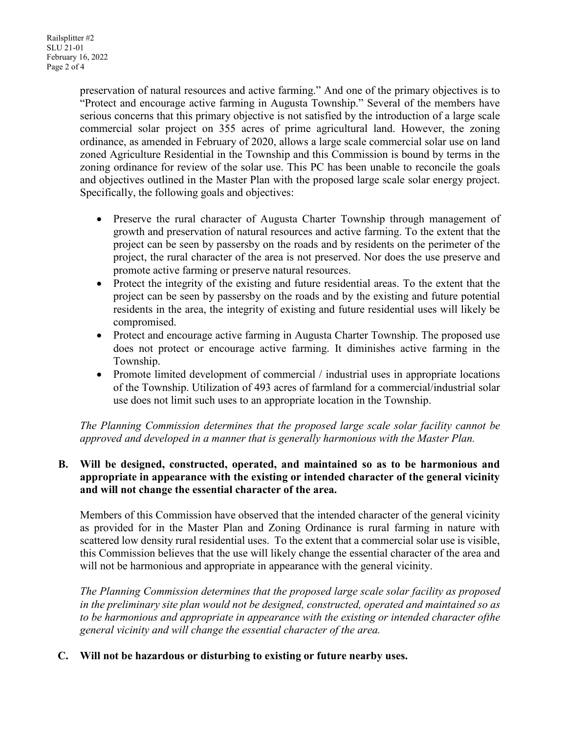preservation of natural resources and active farming." And one of the primary objectives is to "Protect and encourage active farming in Augusta Township." Several of the members have serious concerns that this primary objective is not satisfied by the introduction of a large scale commercial solar project on 355 acres of prime agricultural land. However, the zoning ordinance, as amended in February of 2020, allows a large scale commercial solar use on land zoned Agriculture Residential in the Township and this Commission is bound by terms in the zoning ordinance for review of the solar use. This PC has been unable to reconcile the goals and objectives outlined in the Master Plan with the proposed large scale solar energy project. Specifically, the following goals and objectives:

- Preserve the rural character of Augusta Charter Township through management of growth and preservation of natural resources and active farming. To the extent that the project can be seen by passersby on the roads and by residents on the perimeter of the project, the rural character of the area is not preserved. Nor does the use preserve and promote active farming or preserve natural resources.
- Protect the integrity of the existing and future residential areas. To the extent that the project can be seen by passersby on the roads and by the existing and future potential residents in the area, the integrity of existing and future residential uses will likely be compromised.
- Protect and encourage active farming in Augusta Charter Township. The proposed use does not protect or encourage active farming. It diminishes active farming in the Township.
- Promote limited development of commercial / industrial uses in appropriate locations of the Township. Utilization of 493 acres of farmland for a commercial/industrial solar use does not limit such uses to an appropriate location in the Township.

*The Planning Commission determines that the proposed large scale solar facility cannot be approved and developed in a manner that is generally harmonious with the Master Plan.*

**B. Will be designed, constructed, operated, and maintained so as to be harmonious and appropriate in appearance with the existing or intended character of the general vicinity and will not change the essential character of the area.**

Members of this Commission have observed that the intended character of the general vicinity as provided for in the Master Plan and Zoning Ordinance is rural farming in nature with scattered low density rural residential uses. To the extent that a commercial solar use is visible, this Commission believes that the use will likely change the essential character of the area and will not be harmonious and appropriate in appearance with the general vicinity.

*The Planning Commission determines that the proposed large scale solar facility as proposed in the preliminary site plan would not be designed, constructed, operated and maintained so as to be harmonious and appropriate in appearance with the existing or intended character ofthe general vicinity and will change the essential character of the area.*

**C. Will not be hazardous or disturbing to existing or future nearby uses.**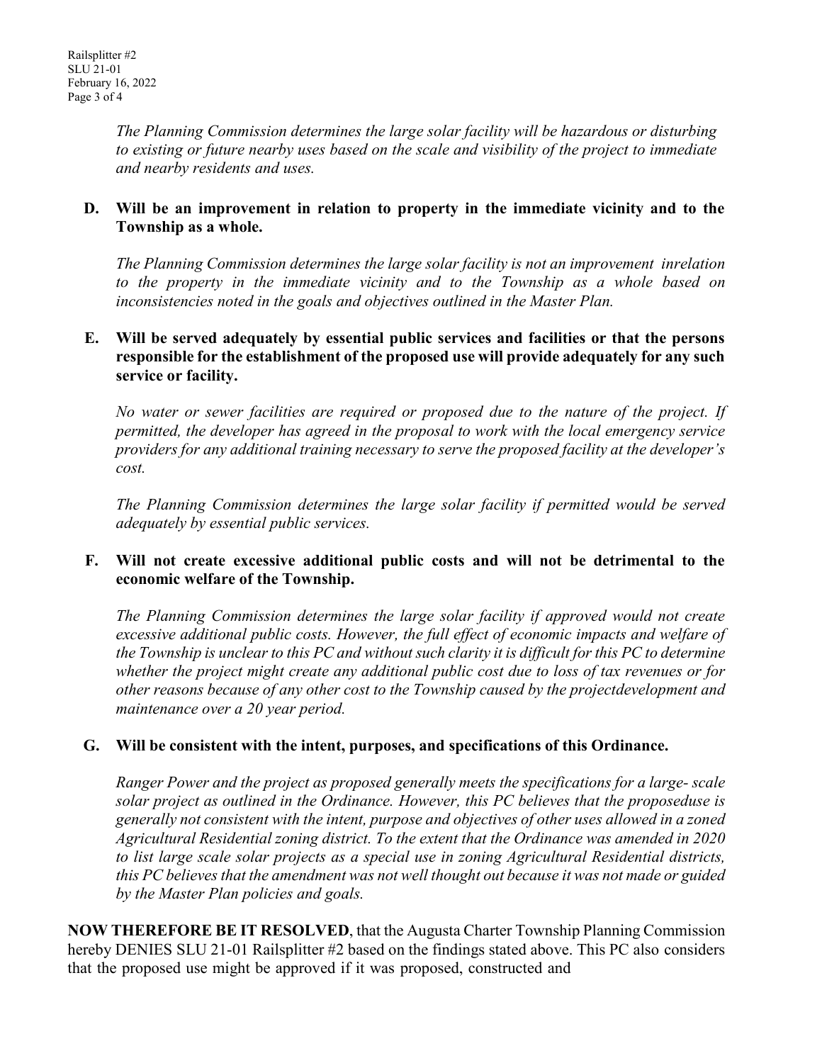*The Planning Commission determines the large solar facility will be hazardous or disturbing to existing or future nearby uses based on the scale and visibility of the project to immediate and nearby residents and uses.*

**D. Will be an improvement in relation to property in the immediate vicinity and to the Township as a whole.**

*The Planning Commission determines the large solar facility is not an improvement inrelation to the property in the immediate vicinity and to the Township as a whole based on inconsistencies noted in the goals and objectives outlined in the Master Plan.*

**E. Will be served adequately by essential public services and facilities or that the persons responsible for the establishment of the proposed use will provide adequately for any such service or facility.**

*No water or sewer facilities are required or proposed due to the nature of the project. If permitted, the developer has agreed in the proposal to work with the local emergency service providers for any additional training necessary to serve the proposed facility at the developer's cost.*

*The Planning Commission determines the large solar facility if permitted would be served adequately by essential public services.*

**F. Will not create excessive additional public costs and will not be detrimental to the economic welfare of the Township.**

*The Planning Commission determines the large solar facility if approved would not create excessive additional public costs. However, the full effect of economic impacts and welfare of the Township is unclear to this PC and without such clarity it is difficult for this PC to determine whether the project might create any additional public cost due to loss of tax revenues or for other reasons because of any other cost to the Township caused by the projectdevelopment and maintenance over a 20 year period.*

**G. Will be consistent with the intent, purposes, and specifications of this Ordinance.**

*Ranger Power and the project as proposed generally meets the specifications for a large- scale solar project as outlined in the Ordinance. However, this PC believes that the proposeduse is generally not consistent with the intent, purpose and objectives of other uses allowed in a zoned Agricultural Residential zoning district. To the extent that the Ordinance was amended in 2020 to list large scale solar projects as a special use in zoning Agricultural Residential districts, this PC believes that the amendment was not well thought out because it was not made or guided by the Master Plan policies and goals.*

**NOW THEREFORE BE IT RESOLVED**, that the Augusta Charter Township Planning Commission hereby DENIES SLU 21-01 Railsplitter #2 based on the findings stated above. This PC also considers that the proposed use might be approved if it was proposed, constructed and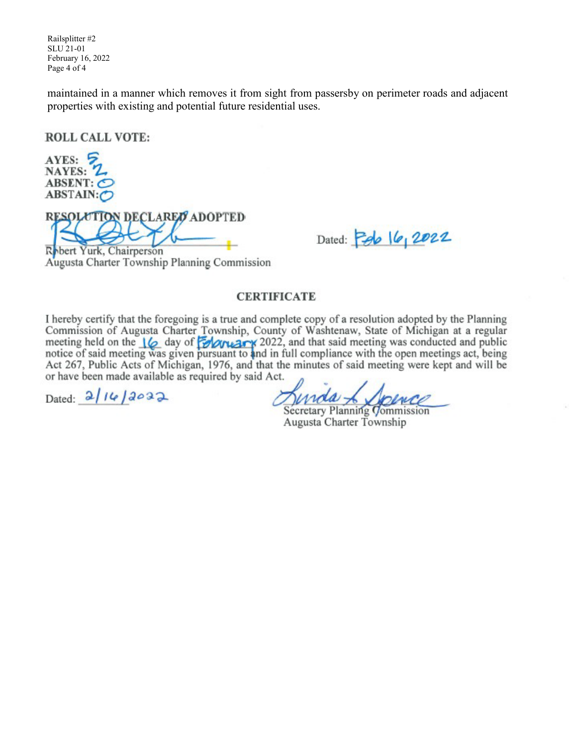maintained in a manner which removes it from sight from passersby on perimeter roads and adjacent properties with existing and potential future residential uses.

**ROLL CALL VOTE:**

**AYES:** 5
**NAYES:** 2
**ABSENT:** 0
**ABSTAIN:** 0

**RESOLUTION DECLARED ADOPTED**

Robert Yurk, Chairperson
Augusta Charter Township Planning Commission

Dated: Feb 16, 2022

## CERTIFICATE

I hereby certify that the foregoing is a true and complete copy of a resolution adopted by the Planning Commission of Augusta Charter Township, County of Washtenaw, State of Michigan at a regular meeting held on the 16 day of February 2022, and that said meeting was conducted and public notice of said meeting was given pursuant to and in full compliance with the open meetings act, being Act 267, Public Acts of Michigan, 1976, and that the minutes of said meeting were kept and will be or have been made available as required by said Act.

Dated: 2/16/2022

Linda L. Spence
Secretary Planning Commission
Augusta Charter Township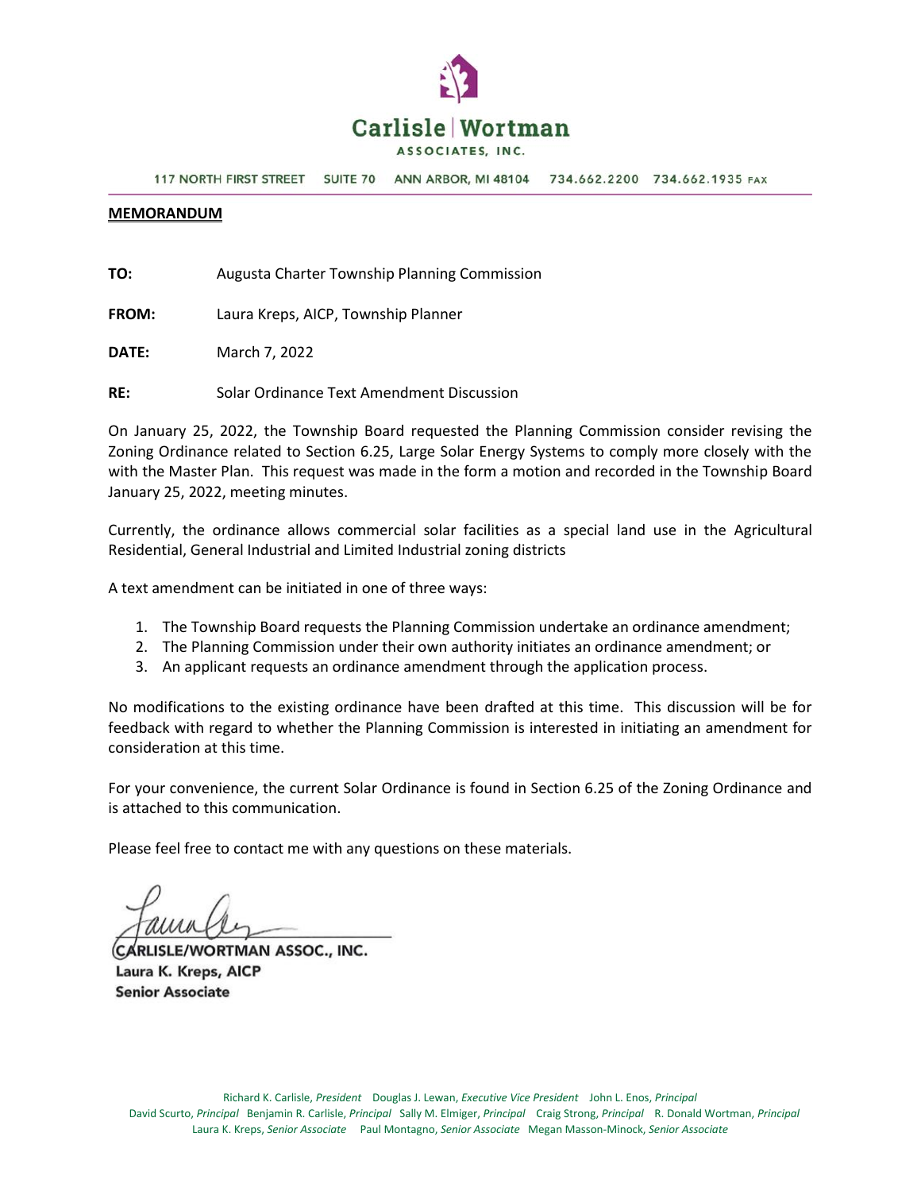Carlisle | Wortman

ASSOCIATES, INC.

117 NORTH FIRST STREET SUITE 70 ANN ARBOR, MI 48104 734.662.2200 734.662.1935 FAX

**MEMORANDUM**

**TO:** Augusta Charter Township Planning Commission

**FROM:** Laura Kreps, AICP, Township Planner

**DATE:** March 7, 2022

**RE:** Solar Ordinance Text Amendment Discussion

On January 25, 2022, the Township Board requested the Planning Commission consider revising the Zoning Ordinance related to Section 6.25, Large Solar Energy Systems to comply more closely with the with the Master Plan. This request was made in the form a motion and recorded in the Township Board January 25, 2022, meeting minutes.

Currently, the ordinance allows commercial solar facilities as a special land use in the Agricultural Residential, General Industrial and Limited Industrial zoning districts

A text amendment can be initiated in one of three ways:

1. The Township Board requests the Planning Commission undertake an ordinance amendment;
2. The Planning Commission under their own authority initiates an ordinance amendment; or
3. An applicant requests an ordinance amendment through the application process.

No modifications to the existing ordinance have been drafted at this time. This discussion will be for feedback with regard to whether the Planning Commission is interested in initiating an amendment for consideration at this time.

For your convenience, the current Solar Ordinance is found in Section 6.25 of the Zoning Ordinance and is attached to this communication.

Please feel free to contact me with any questions on these materials.

CARLISLE/WORTMAN ASSOC., INC.
Laura K. Kreps, AICP
Senior Associate

Richard K. Carlisle, *President* Douglas J. Lewan, *Executive Vice President* John L. Enos, *Principal*
David Scurto, *Principal* Benjamin R. Carlisle, *Principal* Sally M. Elmiger, *Principal* Craig Strong, *Principal* R. Donald Wortman, *Principal*
Laura K. Kreps, *Senior Associate* Paul Montagno, *Senior Associate* Megan Masson-Minock, *Senior Associate*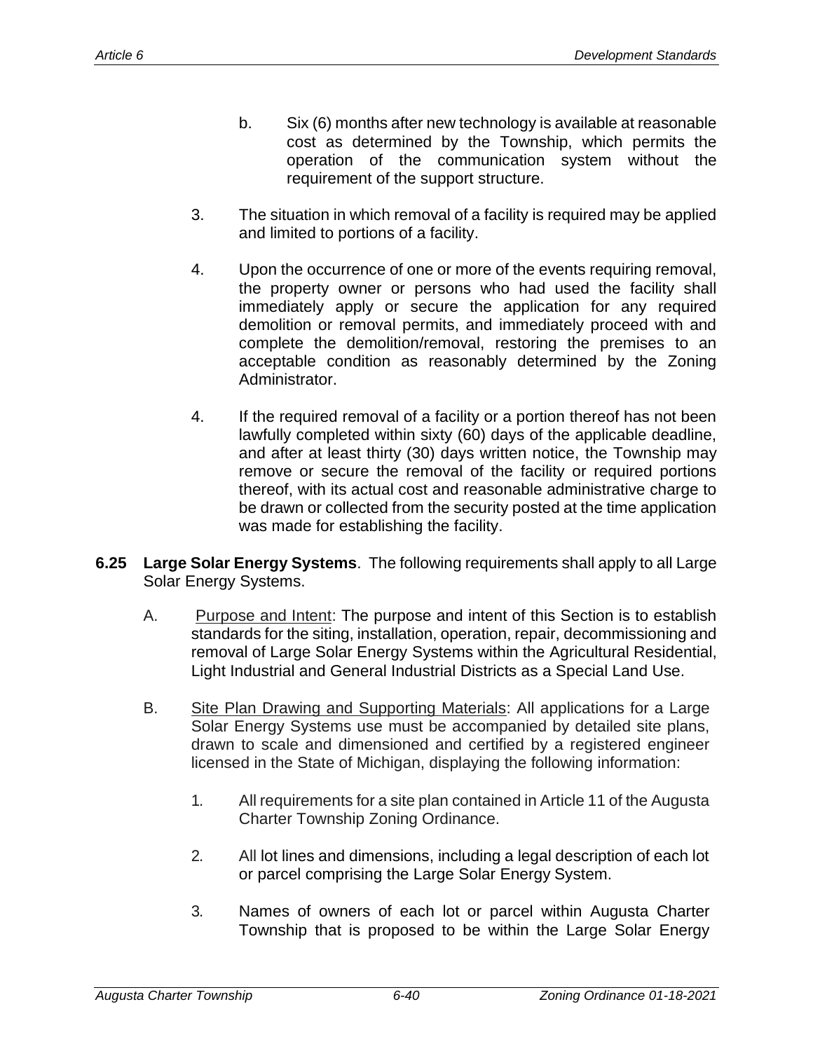b. Six (6) months after new technology is available at reasonable cost as determined by the Township, which permits the operation of the communication system without the requirement of the support structure.

3. The situation in which removal of a facility is required may be applied and limited to portions of a facility.

4. Upon the occurrence of one or more of the events requiring removal, the property owner or persons who had used the facility shall immediately apply or secure the application for any required demolition or removal permits, and immediately proceed with and complete the demolition/removal, restoring the premises to an acceptable condition as reasonably determined by the Zoning Administrator.

4. If the required removal of a facility or a portion thereof has not been lawfully completed within sixty (60) days of the applicable deadline, and after at least thirty (30) days written notice, the Township may remove or secure the removal of the facility or required portions thereof, with its actual cost and reasonable administrative charge to be drawn or collected from the security posted at the time application was made for establishing the facility.

**6.25 Large Solar Energy Systems**. The following requirements shall apply to all Large Solar Energy Systems.

A. Purpose and Intent: The purpose and intent of this Section is to establish standards for the siting, installation, operation, repair, decommissioning and removal of Large Solar Energy Systems within the Agricultural Residential, Light Industrial and General Industrial Districts as a Special Land Use.

B. Site Plan Drawing and Supporting Materials: All applications for a Large Solar Energy Systems use must be accompanied by detailed site plans, drawn to scale and dimensioned and certified by a registered engineer licensed in the State of Michigan, displaying the following information:

1. All requirements for a site plan contained in Article 11 of the Augusta Charter Township Zoning Ordinance.

2. All lot lines and dimensions, including a legal description of each lot or parcel comprising the Large Solar Energy System.

3. Names of owners of each lot or parcel within Augusta Charter Township that is proposed to be within the Large Solar Energy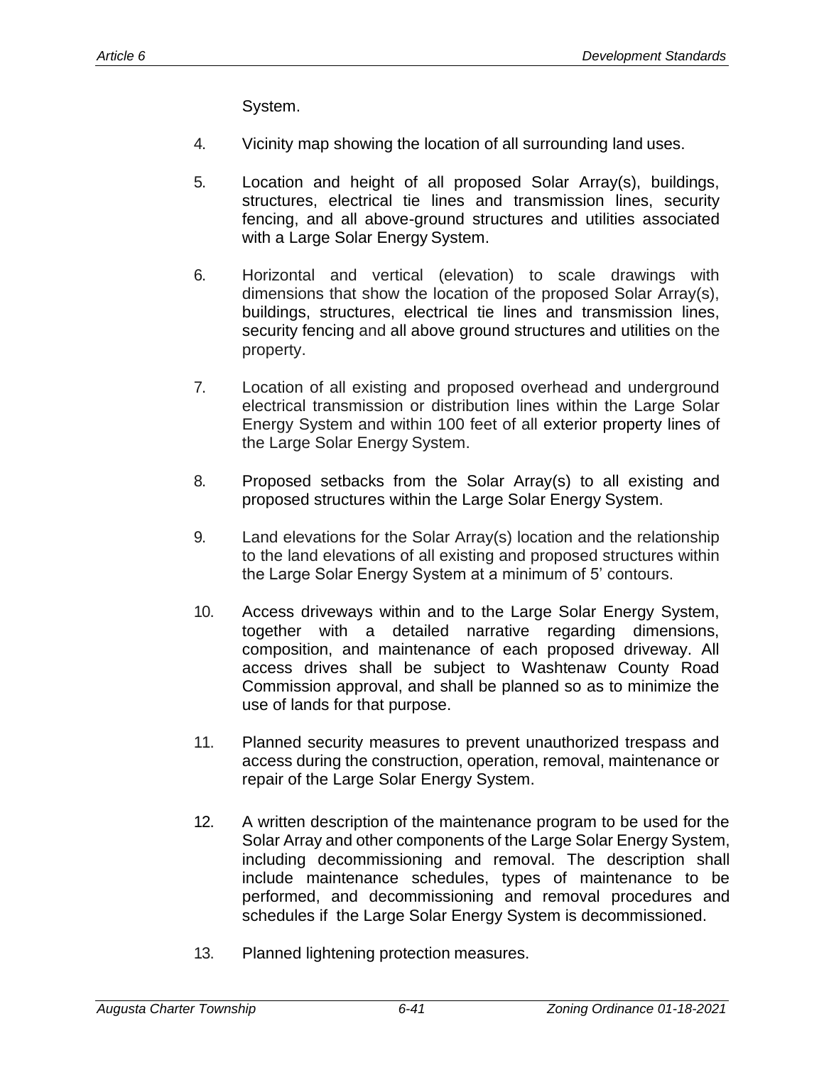System.

4. Vicinity map showing the location of all surrounding land uses.

5. Location and height of all proposed Solar Array(s), buildings, structures, electrical tie lines and transmission lines, security fencing, and all above-ground structures and utilities associated with a Large Solar Energy System.

6. Horizontal and vertical (elevation) to scale drawings with dimensions that show the location of the proposed Solar Array(s), buildings, structures, electrical tie lines and transmission lines, security fencing and all above ground structures and utilities on the property.

7. Location of all existing and proposed overhead and underground electrical transmission or distribution lines within the Large Solar Energy System and within 100 feet of all exterior property lines of the Large Solar Energy System.

8. Proposed setbacks from the Solar Array(s) to all existing and proposed structures within the Large Solar Energy System.

9. Land elevations for the Solar Array(s) location and the relationship to the land elevations of all existing and proposed structures within the Large Solar Energy System at a minimum of 5' contours.

10. Access driveways within and to the Large Solar Energy System, together with a detailed narrative regarding dimensions, composition, and maintenance of each proposed driveway. All access drives shall be subject to Washtenaw County Road Commission approval, and shall be planned so as to minimize the use of lands for that purpose.

11. Planned security measures to prevent unauthorized trespass and access during the construction, operation, removal, maintenance or repair of the Large Solar Energy System.

12. A written description of the maintenance program to be used for the Solar Array and other components of the Large Solar Energy System, including decommissioning and removal. The description shall include maintenance schedules, types of maintenance to be performed, and decommissioning and removal procedures and schedules if the Large Solar Energy System is decommissioned.

13. Planned lightening protection measures.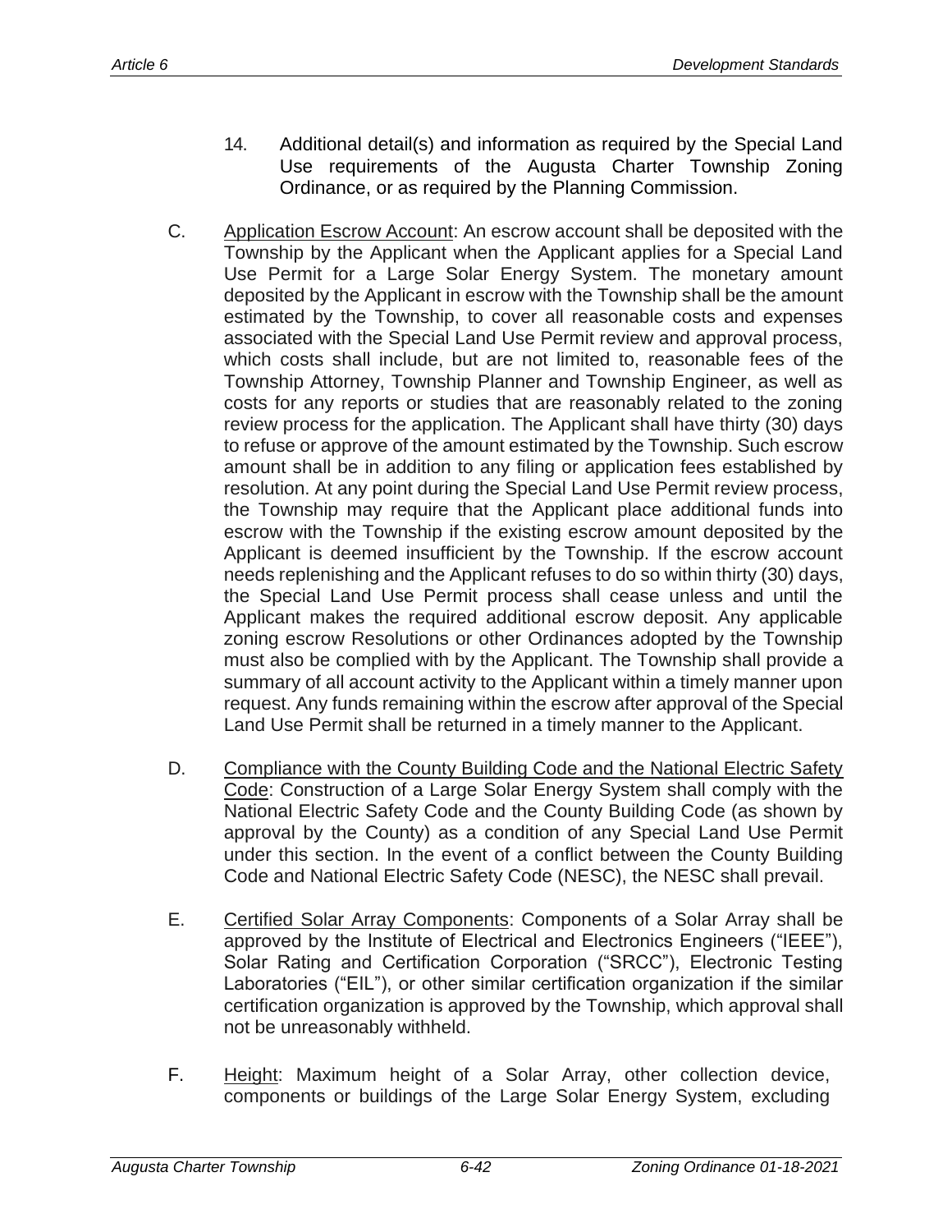14. Additional detail(s) and information as required by the Special Land Use requirements of the Augusta Charter Township Zoning Ordinance, or as required by the Planning Commission.

C. Application Escrow Account: An escrow account shall be deposited with the Township by the Applicant when the Applicant applies for a Special Land Use Permit for a Large Solar Energy System. The monetary amount deposited by the Applicant in escrow with the Township shall be the amount estimated by the Township, to cover all reasonable costs and expenses associated with the Special Land Use Permit review and approval process, which costs shall include, but are not limited to, reasonable fees of the Township Attorney, Township Planner and Township Engineer, as well as costs for any reports or studies that are reasonably related to the zoning review process for the application. The Applicant shall have thirty (30) days to refuse or approve of the amount estimated by the Township. Such escrow amount shall be in addition to any filing or application fees established by resolution. At any point during the Special Land Use Permit review process, the Township may require that the Applicant place additional funds into escrow with the Township if the existing escrow amount deposited by the Applicant is deemed insufficient by the Township. If the escrow account needs replenishing and the Applicant refuses to do so within thirty (30) days, the Special Land Use Permit process shall cease unless and until the Applicant makes the required additional escrow deposit. Any applicable zoning escrow Resolutions or other Ordinances adopted by the Township must also be complied with by the Applicant. The Township shall provide a summary of all account activity to the Applicant within a timely manner upon request. Any funds remaining within the escrow after approval of the Special Land Use Permit shall be returned in a timely manner to the Applicant.

D. Compliance with the County Building Code and the National Electric Safety Code: Construction of a Large Solar Energy System shall comply with the National Electric Safety Code and the County Building Code (as shown by approval by the County) as a condition of any Special Land Use Permit under this section. In the event of a conflict between the County Building Code and National Electric Safety Code (NESC), the NESC shall prevail.

E. Certified Solar Array Components: Components of a Solar Array shall be approved by the Institute of Electrical and Electronics Engineers ("IEEE"), Solar Rating and Certification Corporation ("SRCC"), Electronic Testing Laboratories ("EIL"), or other similar certification organization if the similar certification organization is approved by the Township, which approval shall not be unreasonably withheld.

F. Height: Maximum height of a Solar Array, other collection device, components or buildings of the Large Solar Energy System, excluding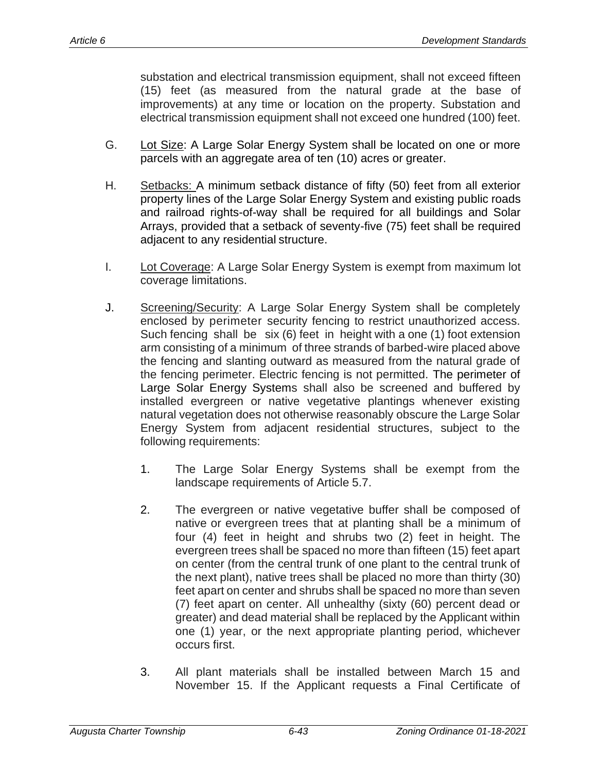substation and electrical transmission equipment, shall not exceed fifteen (15) feet (as measured from the natural grade at the base of improvements) at any time or location on the property. Substation and electrical transmission equipment shall not exceed one hundred (100) feet.

G. Lot Size: A Large Solar Energy System shall be located on one or more parcels with an aggregate area of ten (10) acres or greater.

H. Setbacks: A minimum setback distance of fifty (50) feet from all exterior property lines of the Large Solar Energy System and existing public roads and railroad rights-of-way shall be required for all buildings and Solar Arrays, provided that a setback of seventy-five (75) feet shall be required adjacent to any residential structure.

I. Lot Coverage: A Large Solar Energy System is exempt from maximum lot coverage limitations.

J. Screening/Security: A Large Solar Energy System shall be completely enclosed by perimeter security fencing to restrict unauthorized access. Such fencing shall be six (6) feet in height with a one (1) foot extension arm consisting of a minimum of three strands of barbed-wire placed above the fencing and slanting outward as measured from the natural grade of the fencing perimeter. Electric fencing is not permitted. The perimeter of Large Solar Energy Systems shall also be screened and buffered by installed evergreen or native vegetative plantings whenever existing natural vegetation does not otherwise reasonably obscure the Large Solar Energy System from adjacent residential structures, subject to the following requirements:

1. The Large Solar Energy Systems shall be exempt from the landscape requirements of Article 5.7.

2. The evergreen or native vegetative buffer shall be composed of native or evergreen trees that at planting shall be a minimum of four (4) feet in height and shrubs two (2) feet in height. The evergreen trees shall be spaced no more than fifteen (15) feet apart on center (from the central trunk of one plant to the central trunk of the next plant), native trees shall be placed no more than thirty (30) feet apart on center and shrubs shall be spaced no more than seven (7) feet apart on center. All unhealthy (sixty (60) percent dead or greater) and dead material shall be replaced by the Applicant within one (1) year, or the next appropriate planting period, whichever occurs first.

3. All plant materials shall be installed between March 15 and November 15. If the Applicant requests a Final Certificate of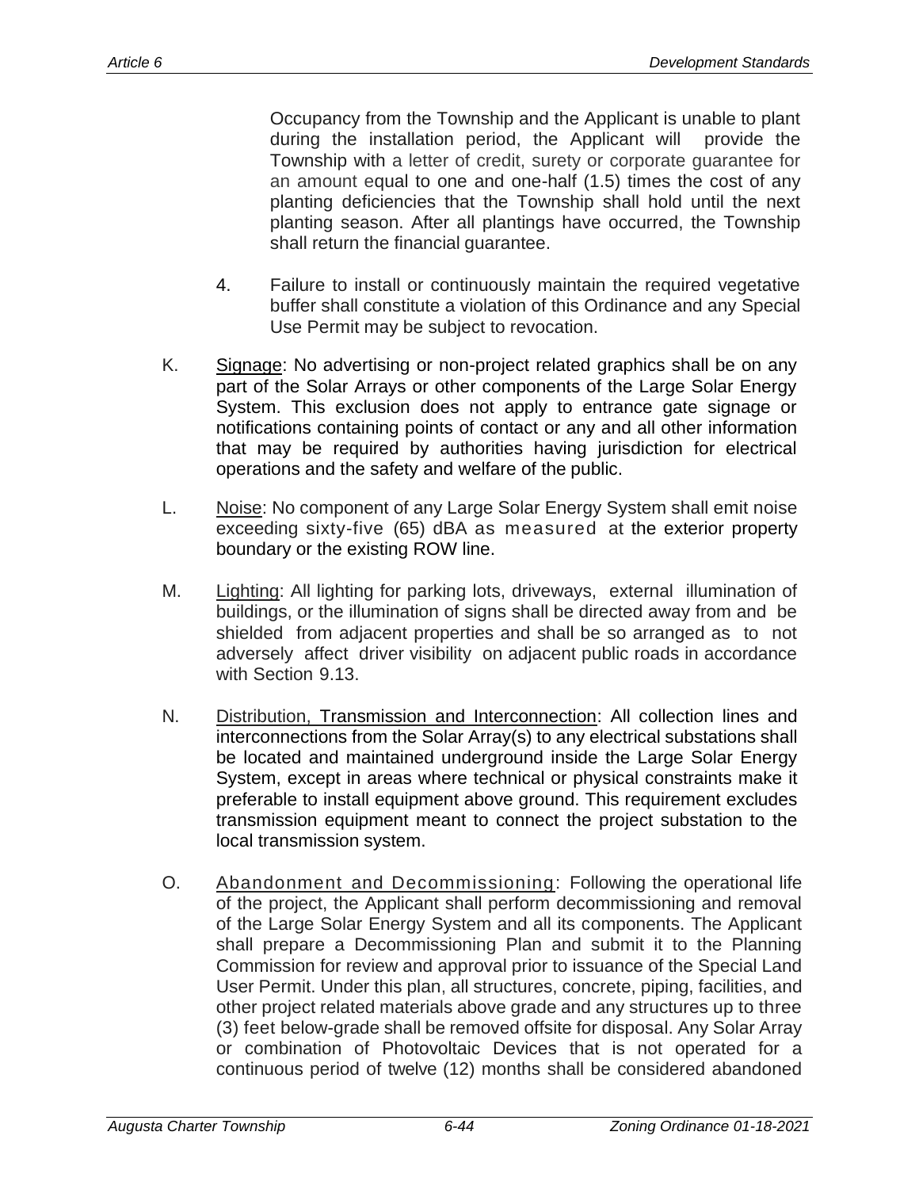Occupancy from the Township and the Applicant is unable to plant during the installation period, the Applicant will provide the Township with a letter of credit, surety or corporate guarantee for an amount equal to one and one-half (1.5) times the cost of any planting deficiencies that the Township shall hold until the next planting season. After all plantings have occurred, the Township shall return the financial guarantee.

4. Failure to install or continuously maintain the required vegetative buffer shall constitute a violation of this Ordinance and any Special Use Permit may be subject to revocation.

K. Signage: No advertising or non-project related graphics shall be on any part of the Solar Arrays or other components of the Large Solar Energy System. This exclusion does not apply to entrance gate signage or notifications containing points of contact or any and all other information that may be required by authorities having jurisdiction for electrical operations and the safety and welfare of the public.

L. Noise: No component of any Large Solar Energy System shall emit noise exceeding sixty-five (65) dBA as measured at the exterior property boundary or the existing ROW line.

M. Lighting: All lighting for parking lots, driveways, external illumination of buildings, or the illumination of signs shall be directed away from and be shielded from adjacent properties and shall be so arranged as to not adversely affect driver visibility on adjacent public roads in accordance with Section 9.13.

N. Distribution, Transmission and Interconnection: All collection lines and interconnections from the Solar Array(s) to any electrical substations shall be located and maintained underground inside the Large Solar Energy System, except in areas where technical or physical constraints make it preferable to install equipment above ground. This requirement excludes transmission equipment meant to connect the project substation to the local transmission system.

O. Abandonment and Decommissioning: Following the operational life of the project, the Applicant shall perform decommissioning and removal of the Large Solar Energy System and all its components. The Applicant shall prepare a Decommissioning Plan and submit it to the Planning Commission for review and approval prior to issuance of the Special Land User Permit. Under this plan, all structures, concrete, piping, facilities, and other project related materials above grade and any structures up to three (3) feet below-grade shall be removed offsite for disposal. Any Solar Array or combination of Photovoltaic Devices that is not operated for a continuous period of twelve (12) months shall be considered abandoned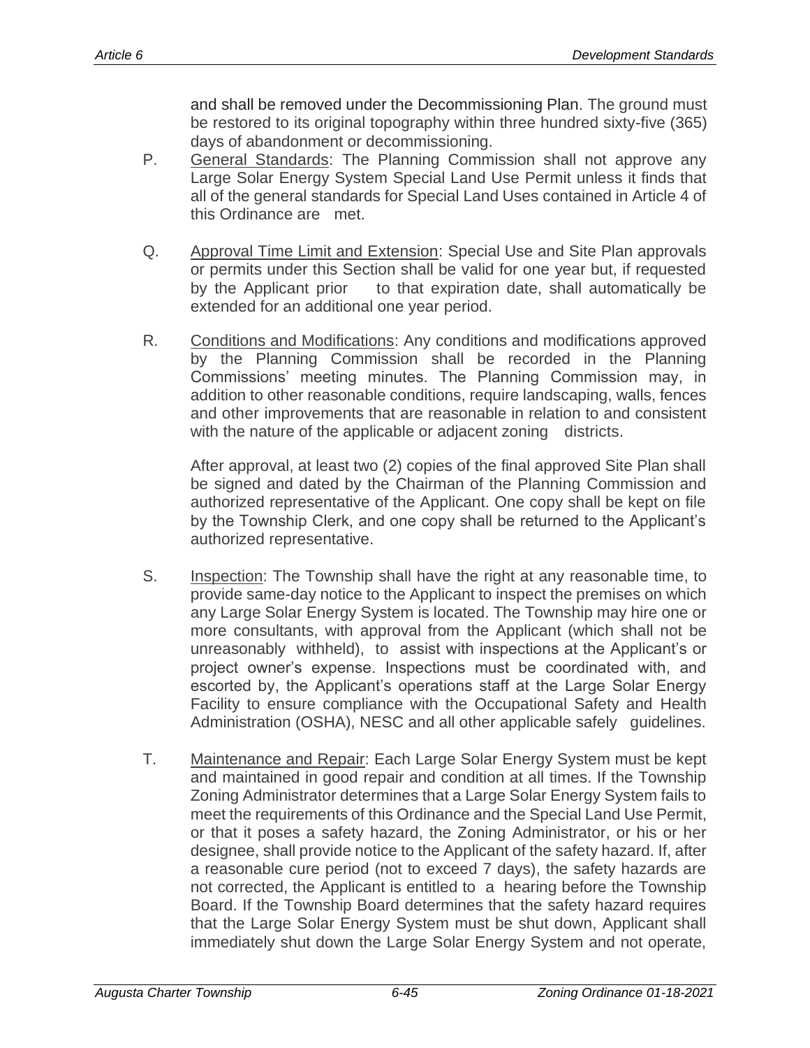and shall be removed under the Decommissioning Plan. The ground must be restored to its original topography within three hundred sixty-five (365) days of abandonment or decommissioning.

P. General Standards: The Planning Commission shall not approve any Large Solar Energy System Special Land Use Permit unless it finds that all of the general standards for Special Land Uses contained in Article 4 of this Ordinance are met.

Q. Approval Time Limit and Extension: Special Use and Site Plan approvals or permits under this Section shall be valid for one year but, if requested by the Applicant prior to that expiration date, shall automatically be extended for an additional one year period.

R. Conditions and Modifications: Any conditions and modifications approved by the Planning Commission shall be recorded in the Planning Commissions' meeting minutes. The Planning Commission may, in addition to other reasonable conditions, require landscaping, walls, fences and other improvements that are reasonable in relation to and consistent with the nature of the applicable or adjacent zoning districts.

   After approval, at least two (2) copies of the final approved Site Plan shall be signed and dated by the Chairman of the Planning Commission and authorized representative of the Applicant. One copy shall be kept on file by the Township Clerk, and one copy shall be returned to the Applicant's authorized representative.

S. Inspection: The Township shall have the right at any reasonable time, to provide same-day notice to the Applicant to inspect the premises on which any Large Solar Energy System is located. The Township may hire one or more consultants, with approval from the Applicant (which shall not be unreasonably withheld), to assist with inspections at the Applicant's or project owner's expense. Inspections must be coordinated with, and escorted by, the Applicant's operations staff at the Large Solar Energy Facility to ensure compliance with the Occupational Safety and Health Administration (OSHA), NESC and all other applicable safely guidelines.

T. Maintenance and Repair: Each Large Solar Energy System must be kept and maintained in good repair and condition at all times. If the Township Zoning Administrator determines that a Large Solar Energy System fails to meet the requirements of this Ordinance and the Special Land Use Permit, or that it poses a safety hazard, the Zoning Administrator, or his or her designee, shall provide notice to the Applicant of the safety hazard. If, after a reasonable cure period (not to exceed 7 days), the safety hazards are not corrected, the Applicant is entitled to a hearing before the Township Board. If the Township Board determines that the safety hazard requires that the Large Solar Energy System must be shut down, Applicant shall immediately shut down the Large Solar Energy System and not operate,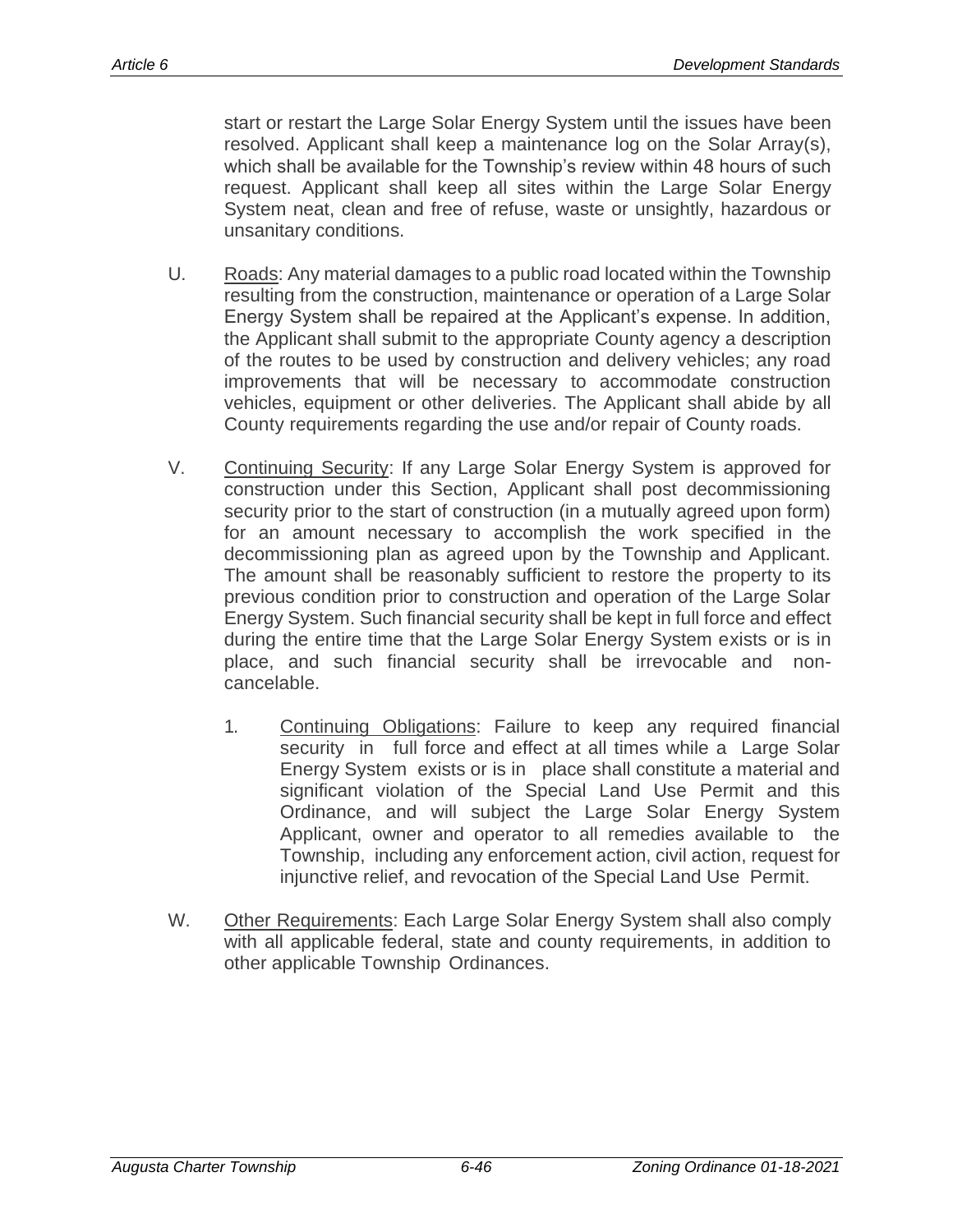start or restart the Large Solar Energy System until the issues have been resolved. Applicant shall keep a maintenance log on the Solar Array(s), which shall be available for the Township's review within 48 hours of such request. Applicant shall keep all sites within the Large Solar Energy System neat, clean and free of refuse, waste or unsightly, hazardous or unsanitary conditions.

U. Roads: Any material damages to a public road located within the Township resulting from the construction, maintenance or operation of a Large Solar Energy System shall be repaired at the Applicant's expense. In addition, the Applicant shall submit to the appropriate County agency a description of the routes to be used by construction and delivery vehicles; any road improvements that will be necessary to accommodate construction vehicles, equipment or other deliveries. The Applicant shall abide by all County requirements regarding the use and/or repair of County roads.

V. Continuing Security: If any Large Solar Energy System is approved for construction under this Section, Applicant shall post decommissioning security prior to the start of construction (in a mutually agreed upon form) for an amount necessary to accomplish the work specified in the decommissioning plan as agreed upon by the Township and Applicant. The amount shall be reasonably sufficient to restore the property to its previous condition prior to construction and operation of the Large Solar Energy System. Such financial security shall be kept in full force and effect during the entire time that the Large Solar Energy System exists or is in place, and such financial security shall be irrevocable and non-cancelable.

1. Continuing Obligations: Failure to keep any required financial security in full force and effect at all times while a Large Solar Energy System exists or is in place shall constitute a material and significant violation of the Special Land Use Permit and this Ordinance, and will subject the Large Solar Energy System Applicant, owner and operator to all remedies available to the Township, including any enforcement action, civil action, request for injunctive relief, and revocation of the Special Land Use Permit.

W. Other Requirements: Each Large Solar Energy System shall also comply with all applicable federal, state and county requirements, in addition to other applicable Township Ordinances.